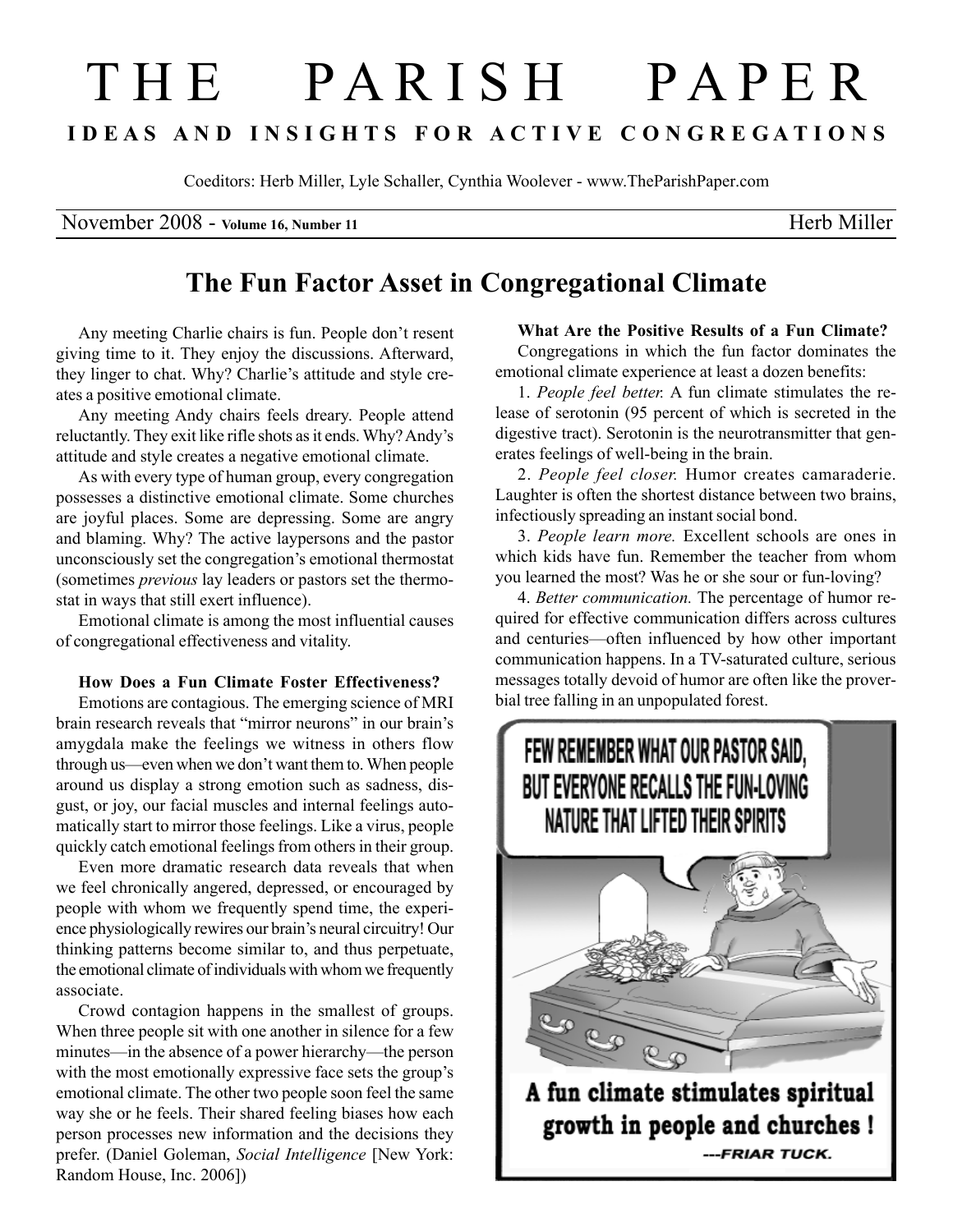# THE PARISH PAPER

**IDEAS AND INSIGHTS FOR ACTIVE CONGREGATIONS**

Coeditors: Herb Miller, Lyle Schaller, Cynthia Woolever - www.TheParishPaper.com

November 2008 - **Volume 16, Number 11** — Herb Miller

## The Fun Factor Asset in Congregational Climate

Any meeting Charlie chairs is fun. People don't resent giving time to it. They enjoy the discussions. Afterward, they linger to chat. Why? Charlie's attitude and style creates a positive emotional climate.

Any meeting Andy chairs feels dreary. People attend reluctantly. They exit like rifle shots as it ends. Why? Andy's attitude and style creates a negative emotional climate.

As with every type of human group, every congregation possesses a distinctive emotional climate. Some churches are joyful places. Some are depressing. Some are angry and blaming. Why? The active laypersons and the pastor unconsciously set the congregation's emotional thermostat (sometimes *previous* lay leaders or pastors set the thermostat in ways that still exert influence).

Emotional climate is among the most influential causes of congregational effectiveness and vitality.

### How Does a Fun Climate Foster Effectiveness?

Emotions are contagious. The emerging science of MRI brain research reveals that "mirror neurons" in our brain's amygdala make the feelings we witness in others flow through us—even when we don't want them to. When people around us display a strong emotion such as sadness, disgust, or joy, our facial muscles and internal feelings automatically start to mirror those feelings. Like a virus, people quickly catch emotional feelings from others in their group.

Even more dramatic research data reveals that when we feel chronically angered, depressed, or encouraged by people with whom we frequently spend time, the experience physiologically rewires our brain's neural circuitry! Our thinking patterns become similar to, and thus perpetuate, the emotional climate of individuals with whom we frequently associate.

Crowd contagion happens in the smallest of groups. When three people sit with one another in silence for a few minutes—in the absence of a power hierarchy—the person with the most emotionally expressive face sets the group's emotional climate. The other two people soon feel the same way she or he feels. Their shared feeling biases how each person processes new information and the decisions they prefer. (Daniel Goleman, *Social Intelligence* [New York: Random House, Inc. 2006])

### What Are the Positive Results of a Fun Climate?

Congregations in which the fun factor dominates the emotional climate experience at least a dozen benefits:

1. *People feel better.* A fun climate stimulates the release of serotonin (95 percent of which is secreted in the digestive tract). Serotonin is the neurotransmitter that generates feelings of well-being in the brain.

2. *People feel closer.* Humor creates camaraderie. Laughter is often the shortest distance between two brains, infectiously spreading an instant social bond.

3. *People learn more.* Excellent schools are ones in which kids have fun. Remember the teacher from whom you learned the most? Was he or she sour or fun-loving?

4. *Better communication.* The percentage of humor required for effective communication differs across cultures and centuries—often influenced by how other important communication happens. In a TV-saturated culture, serious messages totally devoid of humor are often like the proverbial tree falling in an unpopulated forest.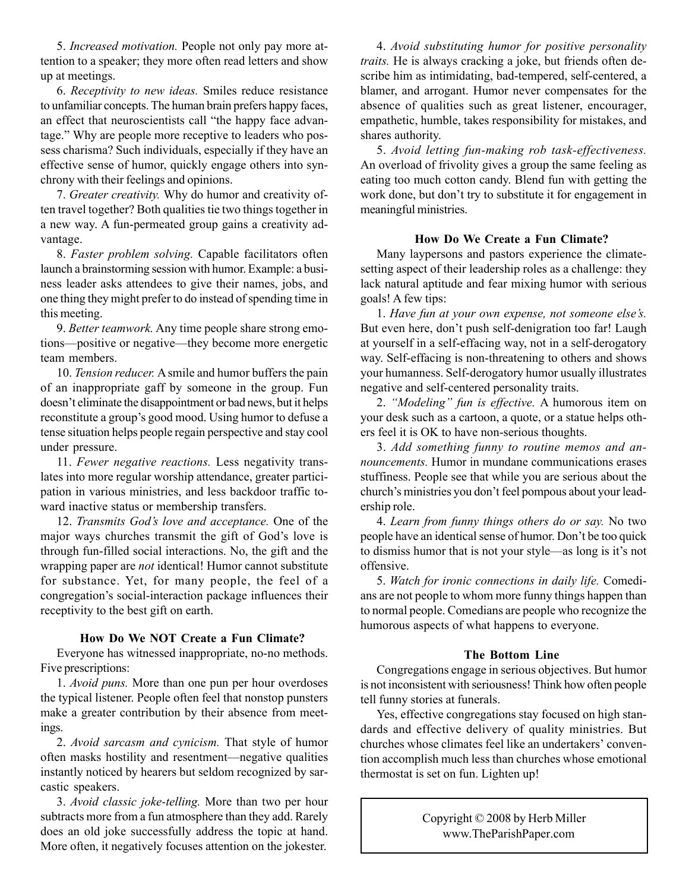5. *Increased motivation.* People not only pay more attention to a speaker; they more often read letters and show up at meetings.

6. *Receptivity to new ideas.* Smiles reduce resistance to unfamiliar concepts. The human brain prefers happy faces, an effect that neuroscientists call "the happy face advantage." Why are people more receptive to leaders who possess charisma? Such individuals, especially if they have an effective sense of humor, quickly engage others into synchrony with their feelings and opinions.

7. *Greater creativity.* Why do humor and creativity often travel together? Both qualities tie two things together in a new way. A fun-permeated group gains a creativity advantage.

8. *Faster problem solving.* Capable facilitators often launch a brainstorming session with humor. Example: a business leader asks attendees to give their names, jobs, and one thing they might prefer to do instead of spending time in this meeting.

9. *Better teamwork.* Any time people share strong emotions—positive or negative—they become more energetic team members.

10. *Tension reducer.* A smile and humor buffers the pain of an inappropriate gaff by someone in the group. Fun doesn't eliminate the disappointment or bad news, but it helps reconstitute a group's good mood. Using humor to defuse a tense situation helps people regain perspective and stay cool under pressure.

11. *Fewer negative reactions.* Less negativity translates into more regular worship attendance, greater participation in various ministries, and less backdoor traffic toward inactive status or membership transfers.

12. *Transmits God's love and acceptance.* One of the major ways churches transmit the gift of God's love is through fun-filled social interactions. No, the gift and the wrapping paper are *not* identical! Humor cannot substitute for substance. Yet, for many people, the feel of a congregation's social-interaction package influences their receptivity to the best gift on earth.

### How Do We NOT Create a Fun Climate?

Everyone has witnessed inappropriate, no-no methods. Five prescriptions:

1. *Avoid puns.* More than one pun per hour overdoses the typical listener. People often feel that nonstop punsters make a greater contribution by their absence from meetings.

2. *Avoid sarcasm and cynicism.* That style of humor often masks hostility and resentment—negative qualities instantly noticed by hearers but seldom recognized by sarcastic speakers.

3. *Avoid classic joke-telling.* More than two per hour subtracts more from a fun atmosphere than they add. Rarely does an old joke successfully address the topic at hand. More often, it negatively focuses attention on the jokester.

4. *Avoid substituting humor for positive personality traits.* He is always cracking a joke, but friends often describe him as intimidating, bad-tempered, self-centered, a blamer, and arrogant. Humor never compensates for the absence of qualities such as great listener, encourager, empathetic, humble, takes responsibility for mistakes, and shares authority.

5. *Avoid letting fun-making rob task-effectiveness.* An overload of frivolity gives a group the same feeling as eating too much cotton candy. Blend fun with getting the work done, but don't try to substitute it for engagement in meaningful ministries.

### How Do We Create a Fun Climate?

Many laypersons and pastors experience the climate-setting aspect of their leadership roles as a challenge: they lack natural aptitude and fear mixing humor with serious goals! A few tips:

1. *Have fun at your own expense, not someone else's.* But even here, don't push self-denigration too far! Laugh at yourself in a self-effacing way, not in a self-derogatory way. Self-effacing is non-threatening to others and shows your humanness. Self-derogatory humor usually illustrates negative and self-centered personality traits.

2. *"Modeling" fun is effective.* A humorous item on your desk such as a cartoon, a quote, or a statue helps others feel it is OK to have non-serious thoughts.

3. *Add something funny to routine memos and announcements.* Humor in mundane communications erases stuffiness. People see that while you are serious about the church's ministries you don't feel pompous about your leadership role.

4. *Learn from funny things others do or say.* No two people have an identical sense of humor. Don't be too quick to dismiss humor that is not your style—as long is it's not offensive.

5. *Watch for ironic connections in daily life.* Comedians are not people to whom more funny things happen than to normal people. Comedians are people who recognize the humorous aspects of what happens to everyone.

### The Bottom Line

Congregations engage in serious objectives. But humor is not inconsistent with seriousness! Think how often people tell funny stories at funerals.

Yes, effective congregations stay focused on high standards and effective delivery of quality ministries. But churches whose climates feel like an undertakers' convention accomplish much less than churches whose emotional thermostat is set on fun. Lighten up!

Copyright © 2008 by Herb Miller
www.TheParishPaper.com